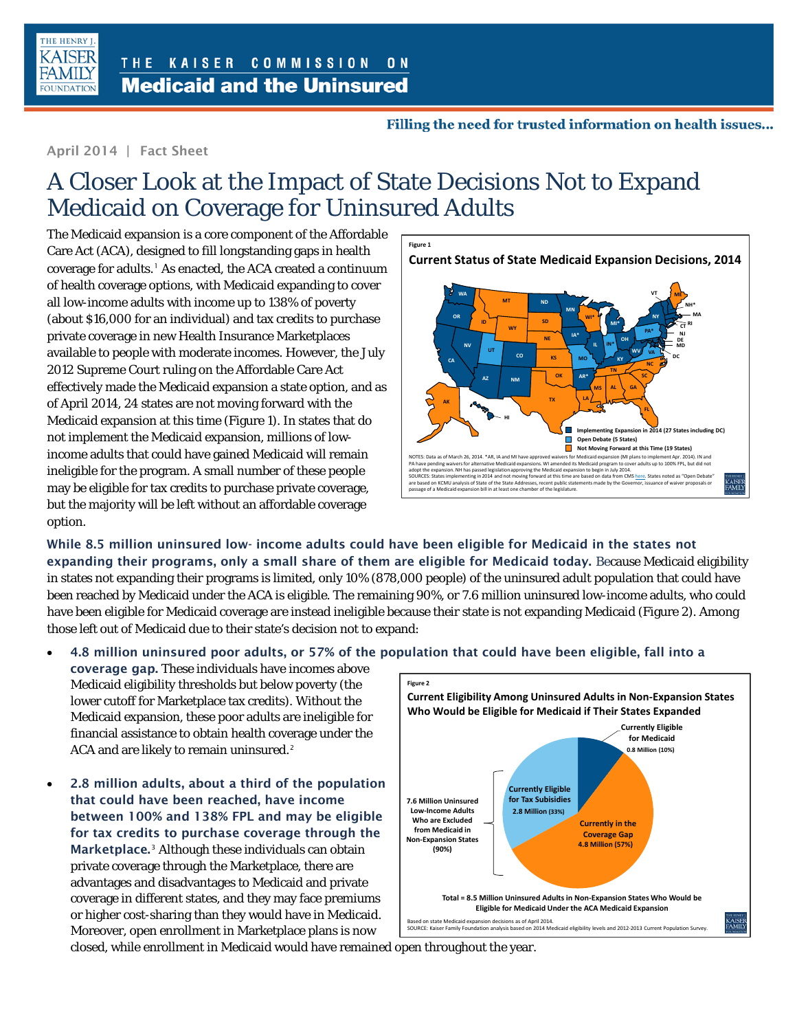THE KAISER COMMISSION ON
**Medicaid and the Uninsured**

Filling the need for trusted information on health issues…

April 2014 | Fact Sheet

# A Closer Look at the Impact of State Decisions Not to Expand Medicaid on Coverage for Uninsured Adults

The Medicaid expansion is a core component of the Affordable Care Act (ACA), designed to fill longstanding gaps in health coverage for adults.[1] As enacted, the ACA created a continuum of health coverage options, with Medicaid expanding to cover all low-income adults with income up to 138% of poverty (about $16,000 for an individual) and tax credits to purchase private coverage in new Health Insurance Marketplaces available to people with moderate incomes. However, the July 2012 Supreme Court ruling on the Affordable Care Act effectively made the Medicaid expansion a state option, and as of April 2014, 24 states are not moving forward with the Medicaid expansion at this time (Figure 1). In states that do not implement the Medicaid expansion, millions of low-income adults that could have gained Medicaid will remain ineligible for the program. A small number of these people may be eligible for tax credits to purchase private coverage, but the majority will be left without an affordable coverage option.

Figure 1

**Current Status of State Medicaid Expansion Decisions, 2014**

- Implementing Expansion in 2014 (27 States including DC)
- Open Debate (5 States)
- Not Moving Forward at this Time (19 States)

NOTES: Data as of March 26, 2014. *AR, IA and MI have approved waivers for Medicaid expansion (MI plans to implement Apr. 2014). IN and PA have pending waivers for alternative Medicaid expansions. WI amended its Medicaid program to cover adults up to 100% FPL, but did not adopt the expansion. NH has passed legislation approving the Medicaid expansion to begin in July 2014.
SOURCES: States implementing in 2014 and not moving forward at this time are based on data from CMS here. States noted as "Open Debate" are based on KCMU analysis of State of the State Addresses, recent public statements made by the Governor, issuance of waiver proposals or passage of a Medicaid expansion bill in at least one chamber of the legislature.

**While 8.5 million uninsured low- income adults could have been eligible for Medicaid in the states not expanding their programs, only a small share of them are eligible for Medicaid today.** Because Medicaid eligibility in states not expanding their programs is limited, only 10% (878,000 people) of the uninsured adult population that could have been reached by Medicaid under the ACA is eligible. The remaining 90%, or 7.6 million uninsured low-income adults, who could have been eligible for Medicaid coverage are instead ineligible because their state is not expanding Medicaid (Figure 2). Among those left out of Medicaid due to their state's decision not to expand:

- **4.8 million uninsured poor adults, or 57% of the population that could have been eligible, fall into a coverage gap.** These individuals have incomes above Medicaid eligibility thresholds but below poverty (the lower cutoff for Marketplace tax credits). Without the Medicaid expansion, these poor adults are ineligible for financial assistance to obtain health coverage under the ACA and are likely to remain uninsured.[2]

- **2.8 million adults, about a third of the population that could have been reached, have income between 100% and 138% FPL and may be eligible for tax credits to purchase coverage through the Marketplace.**[3] Although these individuals can obtain private coverage through the Marketplace, there are advantages and disadvantages to Medicaid and private coverage in different states, and they may face premiums or higher cost-sharing than they would have in Medicaid. Moreover, open enrollment in Marketplace plans is now closed, while enrollment in Medicaid would have remained open throughout the year.

Figure 2

**Current Eligibility Among Uninsured Adults in Non-Expansion States Who Would be Eligible for Medicaid if Their States Expanded**

- Currently Eligible for Medicaid: 0.8 Million (10%)
- 7.6 Million Uninsured Low-Income Adults Who are Excluded from Medicaid in Non-Expansion States (90%):
  - Currently Eligible for Tax Subisidies: 2.8 Million (33%)
  - Currently in the Coverage Gap: 4.8 Million (57%)

Total = 8.5 Million Uninsured Adults in Non-Expansion States Who Would be Eligible for Medicaid Under the ACA Medicaid Expansion

Based on state Medicaid expansion decisions as of April 2014.
SOURCE: Kaiser Family Foundation analysis based on 2014 Medicaid eligibility levels and 2012-2013 Current Population Survey.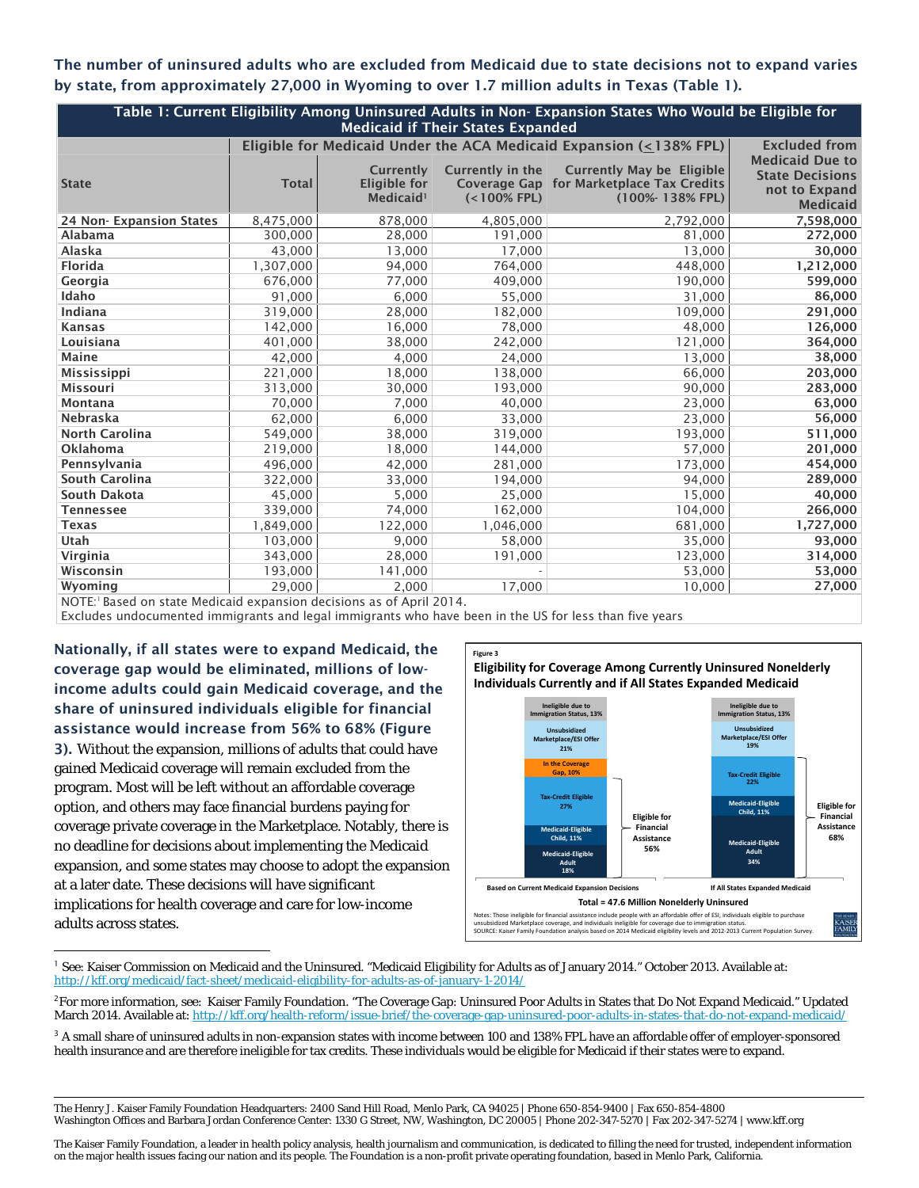**The number of uninsured adults who are excluded from Medicaid due to state decisions not to expand varies by state, from approximately 27,000 in Wyoming to over 1.7 million adults in Texas (Table 1).**

| Table 1: Current Eligibility Among Uninsured Adults in Non- Expansion States Who Would be Eligible for Medicaid if Their States Expanded | | | | | |
|---|---|---|---|---|---|
| | Eligible for Medicaid Under the ACA Medicaid Expansion (≤138% FPL) | | | | Excluded from Medicaid Due to State Decisions not to Expand Medicaid |
| State | Total | Currently Eligible for Medicaid[1] | Currently in the Coverage Gap (<100% FPL) | Currently May be Eligible for Marketplace Tax Credits (100%- 138% FPL) | |
| **24 Non- Expansion States** | 8,475,000 | 878,000 | 4,805,000 | 2,792,000 | **7,598,000** |
| **Alabama** | 300,000 | 28,000 | 191,000 | 81,000 | **272,000** |
| **Alaska** | 43,000 | 13,000 | 17,000 | 13,000 | **30,000** |
| **Florida** | 1,307,000 | 94,000 | 764,000 | 448,000 | **1,212,000** |
| **Georgia** | 676,000 | 77,000 | 409,000 | 190,000 | **599,000** |
| **Idaho** | 91,000 | 6,000 | 55,000 | 31,000 | **86,000** |
| **Indiana** | 319,000 | 28,000 | 182,000 | 109,000 | **291,000** |
| **Kansas** | 142,000 | 16,000 | 78,000 | 48,000 | **126,000** |
| **Louisiana** | 401,000 | 38,000 | 242,000 | 121,000 | **364,000** |
| **Maine** | 42,000 | 4,000 | 24,000 | 13,000 | **38,000** |
| **Mississippi** | 221,000 | 18,000 | 138,000 | 66,000 | **203,000** |
| **Missouri** | 313,000 | 30,000 | 193,000 | 90,000 | **283,000** |
| **Montana** | 70,000 | 7,000 | 40,000 | 23,000 | **63,000** |
| **Nebraska** | 62,000 | 6,000 | 33,000 | 23,000 | **56,000** |
| **North Carolina** | 549,000 | 38,000 | 319,000 | 193,000 | **511,000** |
| **Oklahoma** | 219,000 | 18,000 | 144,000 | 57,000 | **201,000** |
| **Pennsylvania** | 496,000 | 42,000 | 281,000 | 173,000 | **454,000** |
| **South Carolina** | 322,000 | 33,000 | 194,000 | 94,000 | **289,000** |
| **South Dakota** | 45,000 | 5,000 | 25,000 | 15,000 | **40,000** |
| **Tennessee** | 339,000 | 74,000 | 162,000 | 104,000 | **266,000** |
| **Texas** | 1,849,000 | 122,000 | 1,046,000 | 681,000 | **1,727,000** |
| **Utah** | 103,000 | 9,000 | 58,000 | 35,000 | **93,000** |
| **Virginia** | 343,000 | 28,000 | 191,000 | 123,000 | **314,000** |
| **Wisconsin** | 193,000 | 141,000 | - | 53,000 | **53,000** |
| **Wyoming** | 29,000 | 2,000 | 17,000 | 10,000 | **27,000** |

NOTE:[1] Based on state Medicaid expansion decisions as of April 2014.
Excludes undocumented immigrants and legal immigrants who have been in the US for less than five years

**Nationally, if all states were to expand Medicaid, the coverage gap would be eliminated, millions of low-income adults could gain Medicaid coverage, and the share of uninsured individuals eligible for financial assistance would increase from 56% to 68% (Figure 3).** Without the expansion, millions of adults that could have gained Medicaid coverage will remain excluded from the program. Most will be left without an affordable coverage option, and others may face financial burdens paying for coverage private coverage in the Marketplace. Notably, there is no deadline for decisions about implementing the Medicaid expansion, and some states may choose to adopt the expansion at a later date. These decisions will have significant implications for health coverage and care for low-income adults across states.

Figure 3

**Eligibility for Coverage Among Currently Uninsured Nonelderly Individuals Currently and if All States Expanded Medicaid**

Based on Current Medicaid Expansion Decisions

Ineligible due to Immigration Status, 13%
Unsubsidized Marketplace/ESI Offer 21%
In the Coverage Gap, 10%
Tax-Credit Eligible 27%
Medicaid-Eligible Child, 11%
Medicaid-Eligible Adult 18%
Eligible for Financial Assistance 56%

If All States Expanded Medicaid

Ineligible due to Immigration Status, 13%
Unsubsidized Marketplace/ESI Offer 19%
Tax-Credit Eligible 22%
Medicaid-Eligible Child, 11%
Medicaid-Eligible Adult 34%
Eligible for Financial Assistance 68%

Total = 47.6 Million Nonelderly Uninsured

Notes: Those ineligible for financial assistance include people with an affordable offer of ESI, individuals eligible to purchase unsubsidized Marketplace coverage, and individuals ineligible for coverage due to immigration status.
SOURCE: Kaiser Family Foundation analysis based on 2014 Medicaid eligibility levels and 2012-2013 Current Population Survey.

---

[1] See: Kaiser Commission on Medicaid and the Uninsured. "Medicaid Eligibility for Adults as of January 2014." October 2013. Available at: http://kff.org/medicaid/fact-sheet/medicaid-eligibility-for-adults-as-of-january-1-2014/

[2] For more information, see: Kaiser Family Foundation. "The Coverage Gap: Uninsured Poor Adults in States that Do Not Expand Medicaid." Updated March 2014. Available at: http://kff.org/health-reform/issue-brief/the-coverage-gap-uninsured-poor-adults-in-states-that-do-not-expand-medicaid/

[3] A small share of uninsured adults in non-expansion states with income between 100 and 138% FPL have an affordable offer of employer-sponsored health insurance and are therefore ineligible for tax credits. These individuals would be eligible for Medicaid if their states were to expand.

The Henry J. Kaiser Family Foundation Headquarters: 2400 Sand Hill Road, Menlo Park, CA 94025 | Phone 650-854-9400 | Fax 650-854-4800
Washington Offices and Barbara Jordan Conference Center: 1330 G Street, NW, Washington, DC 20005 | Phone 202-347-5270 | Fax 202-347-5274 | www.kff.org

The Kaiser Family Foundation, a leader in health policy analysis, health journalism and communication, is dedicated to filling the need for trusted, independent information on the major health issues facing our nation and its people. The Foundation is a non-profit private operating foundation, based in Menlo Park, California.